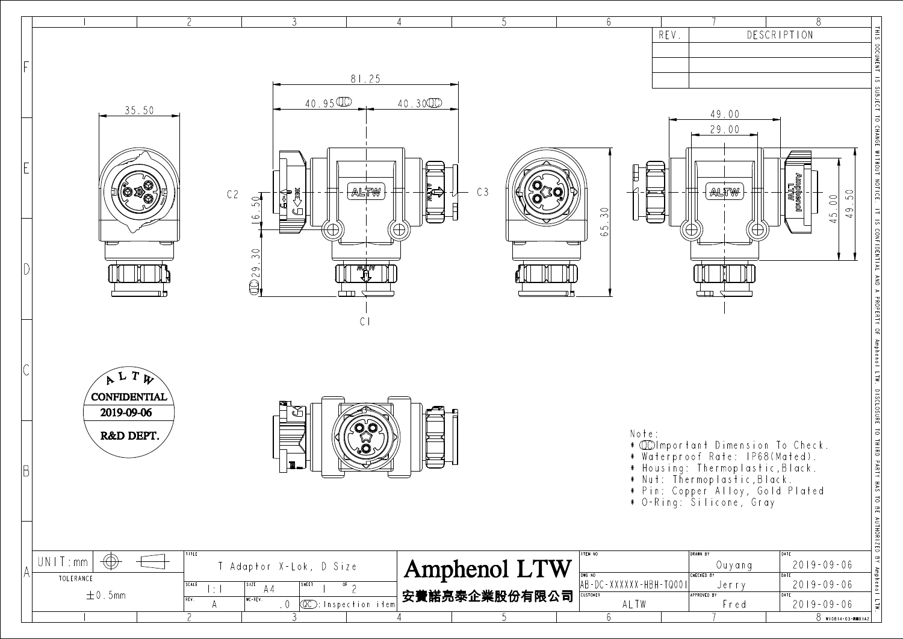| REV. | DESCRIPTION |
| --- | --- |
| | |
| | |
| | |

Dimensions: 35.50, 81.25, 40.95 (IC), 40.30 (IC), C2, C3, C1, 16.50, (IC) 29.30, 65.30, 49.00, 29.00, 45.00, 49.50

ALTW CONFIDENTIAL 2019-09-06 R&D DEPT.

Note:
* (IC) Important Dimension To Check.
* Waterproof Rate: IP68(Mated).
* Housing: Thermoplastic,Black.
* Nut: Thermoplastic,Black.
* Pin: Copper Alloy, Gold Plated
* O-Ring: Silicone, Gray

| UNIT:mm | TITLE: T Adaptor X-Lok, D Size | | | Amphenol LTW | ITEM NO | DRAWN BY: Ouyang | DATE: 2019-09-06 |
| --- | --- | --- | --- | --- | --- | --- | --- |
| TOLERANCE ±0.5mm | SCALE 1:1 | SIZE A4 | SHEET 1 OF 2 | 安費諾亮泰企業股份有限公司 | DWG NO: AB-DC-XXXXXX-HBH-TQ001 | CHECKED BY: Jerry | DATE: 2019-09-06 |
| | REV. A | WC-REV. .0 | (QC): Inspection item | | CUSTOMER: ALTW | APPROVED BY: Fred | DATE: 2019-09-06 |

THIS DOCUMENT IS SUBJECT TO CHANGE WITHOUT NOTICE. IT IS CONFIDENTIAL AND A PROPERTY OF Amphenol LTW. DISCLOSURE TO THIRD PARTY HAS TO BE AUTHORIZED BY Amphenol LTW.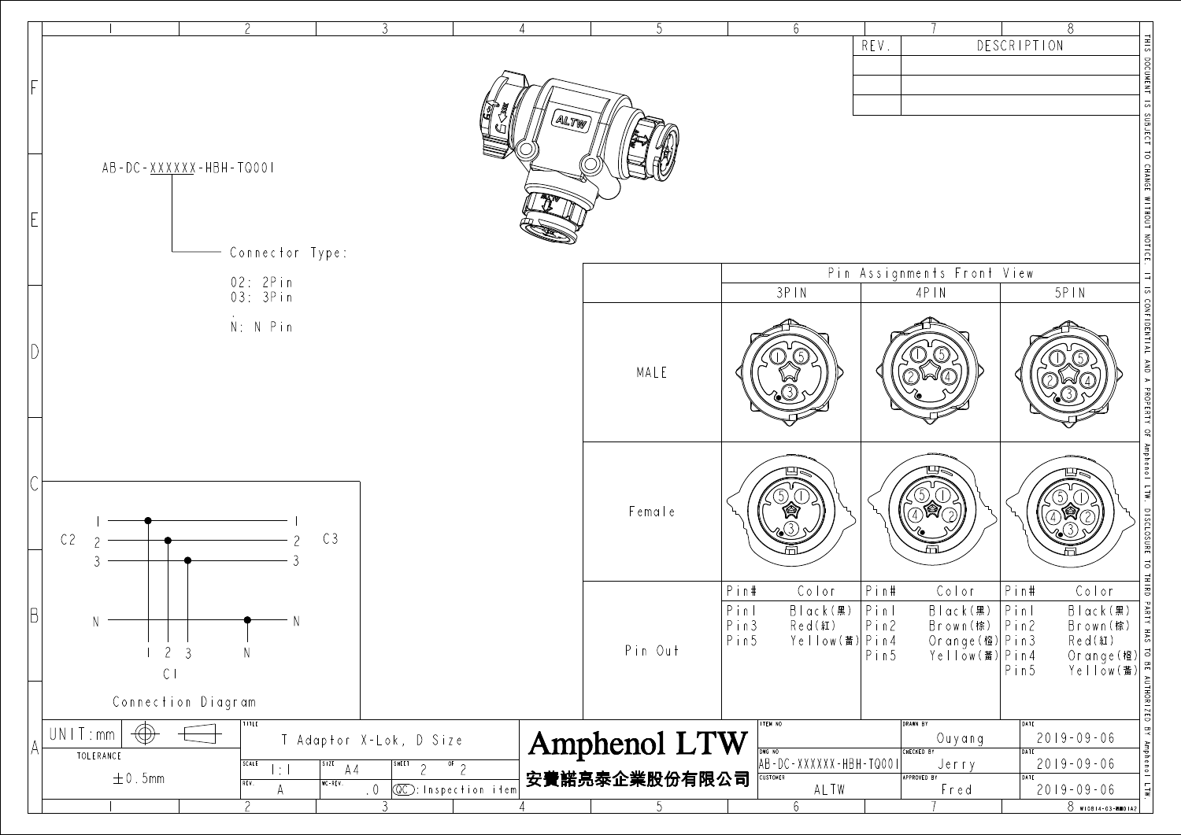| REV. | DESCRIPTION |
|---|---|
| | |
| | |
| | |

AB-DC-XXXXXX-HBH-TQ001

Connector Type:

02: 2Pin
03: 3Pin
.
N: N Pin

| | Pin Assignments Front View | | |
|---|---|---|---|
| | 3PIN | 4PIN | 5PIN |
| MALE | | | |
| Female | | | |
| Pin Out | Pin# Color<br>Pin1 Black(黑)<br>Pin3 Red(紅)<br>Pin5 Yellow(黃) | Pin# Color<br>Pin1 Black(黑)<br>Pin2 Brown(棕)<br>Pin4 Orange(橙)<br>Pin5 Yellow(黃) | Pin# Color<br>Pin1 Black(黑)<br>Pin2 Brown(棕)<br>Pin3 Red(紅)<br>Pin4 Orange(橙)<br>Pin5 Yellow(黃) |

C2 1 2 3 N

C3 1 2 3 N

1 2 3 N

C1

Connection Diagram

| | | | |
|---|---|---|---|
| UNIT: mm | TITLE: T Adaptor X-Lok, D Size | ITEM NO | DRAWN BY: Ouyang / DATE: 2019-09-06 |
| TOLERANCE ±0.5mm | SCALE 1:1 / SIZE A4 / SHEET 2 OF 2 | DWG NO: AB-DC-XXXXXX-HBH-TQ001 | CHECKED BY: Jerry / DATE: 2019-09-06 |
| | REV. A / WC-REV. .0 / QC: Inspection item | CUSTOMER: ALTW | APPROVED BY: Fred / DATE: 2019-09-06 |

Amphenol LTW

安費諾亮泰企業股份有限公司

THIS DOCUMENT IS SUBJECT TO CHANGE WITHOUT NOTICE. IT IS CONFIDENTIAL AND A PROPERTY OF Amphenol LTW. DISCLOSURE TO THIRD PARTY HAS TO BE AUTHORIZED BY Amphenol LTW.

W10B14-03-001A2